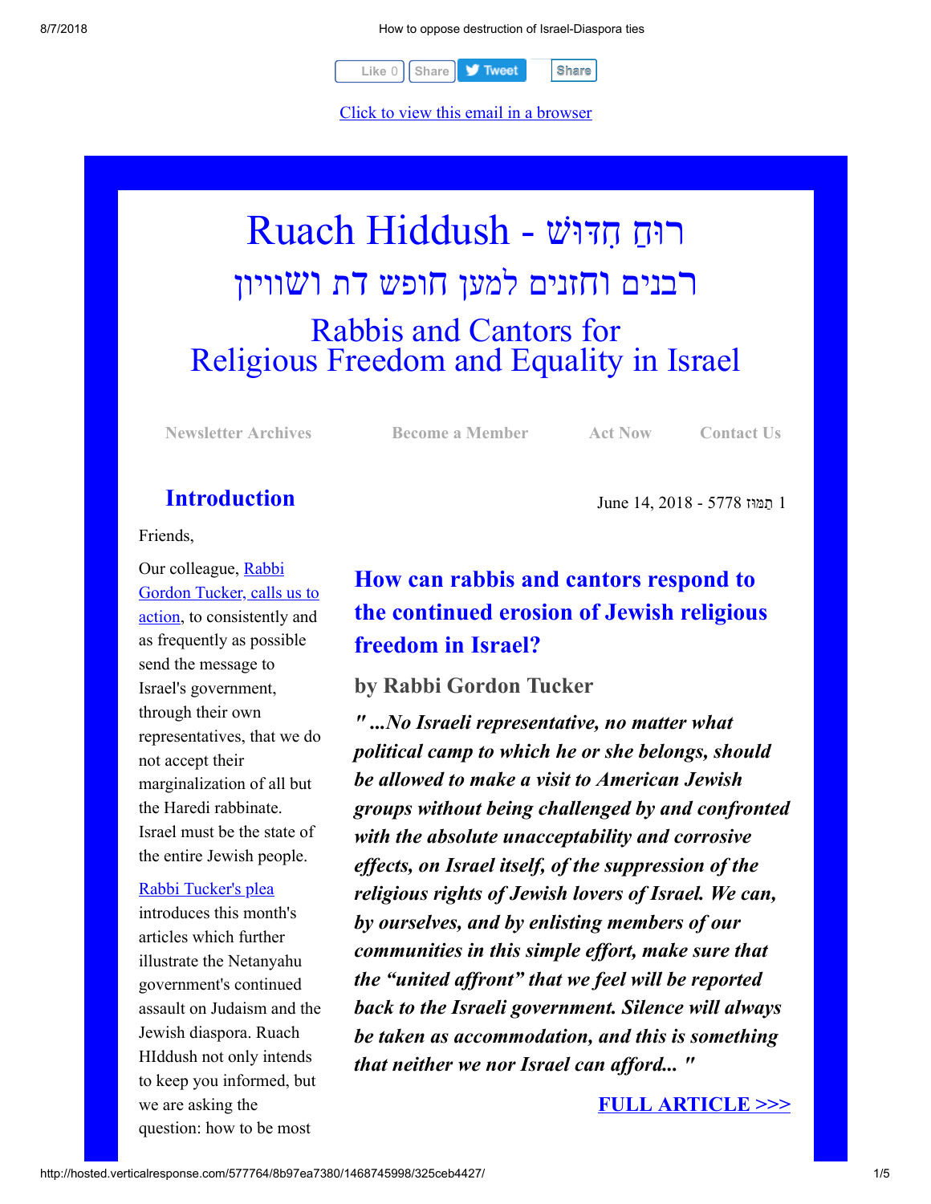Like 0 Share Tweet Share

Click to view this email in a browser

# Ruach Hiddush - רוּחַ חִדּוּשׁ

## רבנים וחזנים למען חופש דת ושוויון

## Rabbis and Cantors for Religious Freedom and Equality in Israel

Newsletter Archives    Become a Member    Act Now    Contact Us

June 14, 2018 - 1 תַּמּוּז 5778

## Introduction

Friends,

Our colleague, Rabbi Gordon Tucker, calls us to action, to consistently and as frequently as possible send the message to Israel's government, through their own representatives, that we do not accept their marginalization of all but the Haredi rabbinate. Israel must be the state of the entire Jewish people.

Rabbi Tucker's plea introduces this month's articles which further illustrate the Netanyahu government's continued assault on Judaism and the Jewish diaspora. Ruach HIddush not only intends to keep you informed, but we are asking the question: how to be most

## How can rabbis and cantors respond to the continued erosion of Jewish religious freedom in Israel?

### by Rabbi Gordon Tucker

***" ...No Israeli representative, no matter what political camp to which he or she belongs, should be allowed to make a visit to American Jewish groups without being challenged by and confronted with the absolute unacceptability and corrosive effects, on Israel itself, of the suppression of the religious rights of Jewish lovers of Israel. We can, by ourselves, and by enlisting members of our communities in this simple effort, make sure that the "united affront" that we feel will be reported back to the Israeli government. Silence will always be taken as accommodation, and this is something that neither we nor Israel can afford... "***

**FULL ARTICLE >>>**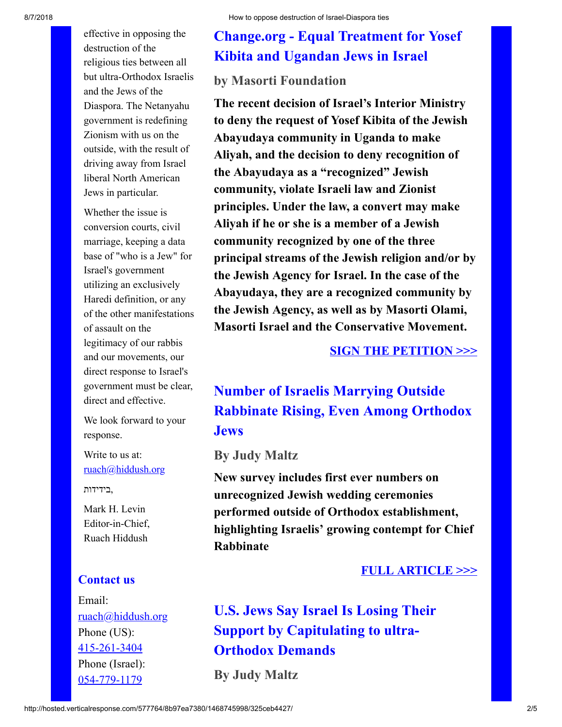effective in opposing the destruction of the religious ties between all but ultra-Orthodox Israelis and the Jews of the Diaspora. The Netanyahu government is redefining Zionism with us on the outside, with the result of driving away from Israel liberal North American Jews in particular.

Whether the issue is conversion courts, civil marriage, keeping a data base of "who is a Jew" for Israel's government utilizing an exclusively Haredi definition, or any of the other manifestations of assault on the legitimacy of our rabbis and our movements, our direct response to Israel's government must be clear, direct and effective.

We look forward to your response.

Write to us at: ruach@hiddush.org

בידידות,

Mark H. Levin
Editor-in-Chief,
Ruach Hiddush

### Contact us

Email:
ruach@hiddush.org
Phone (US):
415-261-3404
Phone (Israel):
054-779-1179

## Change.org - Equal Treatment for Yosef Kibita and Ugandan Jews in Israel

### by Masorti Foundation

**The recent decision of Israel's Interior Ministry to deny the request of Yosef Kibita of the Jewish Abayudaya community in Uganda to make Aliyah, and the decision to deny recognition of the Abayudaya as a "recognized" Jewish community, violate Israeli law and Zionist principles. Under the law, a convert may make Aliyah if he or she is a member of a Jewish community recognized by one of the three principal streams of the Jewish religion and/or by the Jewish Agency for Israel. In the case of the Abayudaya, they are a recognized community by the Jewish Agency, as well as by Masorti Olami, Masorti Israel and the Conservative Movement.**

SIGN THE PETITION >>>

## Number of Israelis Marrying Outside Rabbinate Rising, Even Among Orthodox Jews

### By Judy Maltz

**New survey includes first ever numbers on unrecognized Jewish wedding ceremonies performed outside of Orthodox establishment, highlighting Israelis' growing contempt for Chief Rabbinate**

FULL ARTICLE >>>

## U.S. Jews Say Israel Is Losing Their Support by Capitulating to ultra-Orthodox Demands

### By Judy Maltz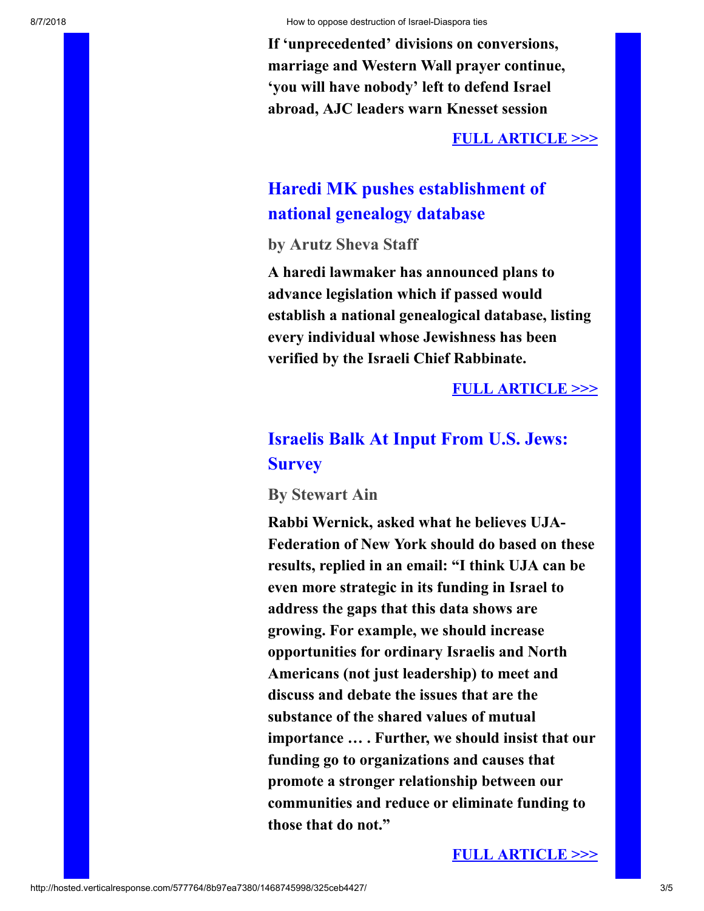**If 'unprecedented' divisions on conversions, marriage and Western Wall prayer continue, 'you will have nobody' left to defend Israel abroad, AJC leaders warn Knesset session**

**FULL ARTICLE >>>**

## Haredi MK pushes establishment of national genealogy database

**by Arutz Sheva Staff**

**A haredi lawmaker has announced plans to advance legislation which if passed would establish a national genealogical database, listing every individual whose Jewishness has been verified by the Israeli Chief Rabbinate.**

**FULL ARTICLE >>>**

## Israelis Balk At Input From U.S. Jews: Survey

**By Stewart Ain**

**Rabbi Wernick, asked what he believes UJA-Federation of New York should do based on these results, replied in an email: "I think UJA can be even more strategic in its funding in Israel to address the gaps that this data shows are growing. For example, we should increase opportunities for ordinary Israelis and North Americans (not just leadership) to meet and discuss and debate the issues that are the substance of the shared values of mutual importance … . Further, we should insist that our funding go to organizations and causes that promote a stronger relationship between our communities and reduce or eliminate funding to those that do not."**

**FULL ARTICLE >>>**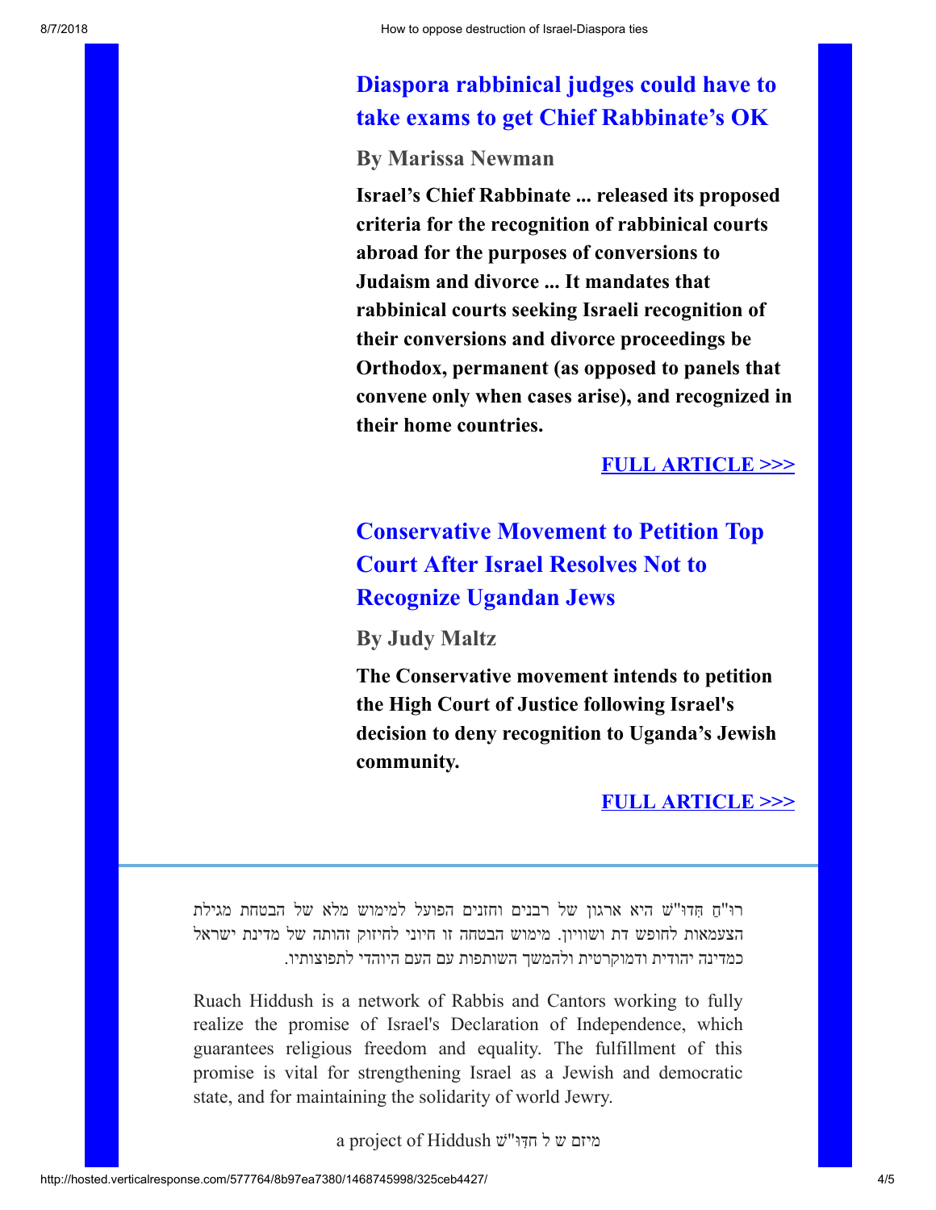## Diaspora rabbinical judges could have to take exams to get Chief Rabbinate’s OK

### By Marissa Newman

**Israel’s Chief Rabbinate ... released its proposed criteria for the recognition of rabbinical courts abroad for the purposes of conversions to Judaism and divorce ... It mandates that rabbinical courts seeking Israeli recognition of their conversions and divorce proceedings be Orthodox, permanent (as opposed to panels that convene only when cases arise), and recognized in their home countries.**

**FULL ARTICLE >>>**

## Conservative Movement to Petition Top Court After Israel Resolves Not to Recognize Ugandan Jews

### By Judy Maltz

**The Conservative movement intends to petition the High Court of Justice following Israel's decision to deny recognition to Uganda’s Jewish community.**

**FULL ARTICLE >>>**

---

רו"חַ חִּדו"ש היא ארגון של רבנים וחזנים הפועל למימוש מלא של הבטחת מגילת העצמאות לחופש דת ושוויון. מימוש הבטחה זו חיוני לחיזוק זהותה של מדינת ישראל כמדינה יהודית ודמוקרטית ולהמשך השותפות עם העם היהודי לתפוצותיו.

Ruach Hiddush is a network of Rabbis and Cantors working to fully realize the promise of Israel's Declaration of Independence, which guarantees religious freedom and equality. The fulfillment of this promise is vital for strengthening Israel as a Jewish and democratic state, and for maintaining the solidarity of world Jewry.

a project of Hiddush מיזם ש ל חִדּו"ש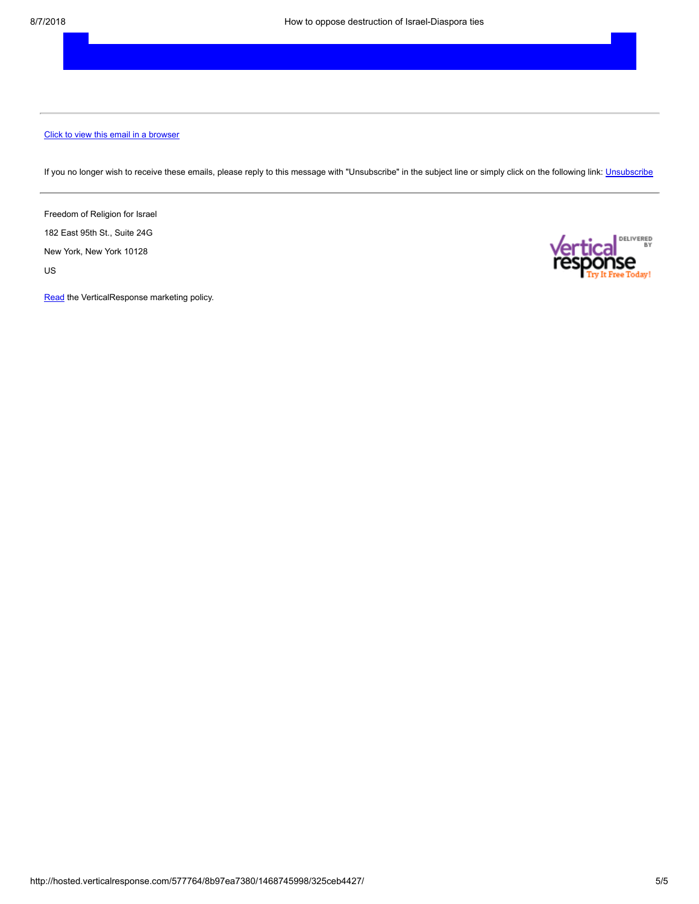[Click to view this email in a browser]

If you no longer wish to receive these emails, please reply to this message with "Unsubscribe" in the subject line or simply click on the following link: [Unsubscribe]

---

Freedom of Religion for Israel

182 East 95th St., Suite 24G

New York, New York 10128

US

[Read] the VerticalResponse marketing policy.

Vertical response DELIVERED BY Try It Free Today!